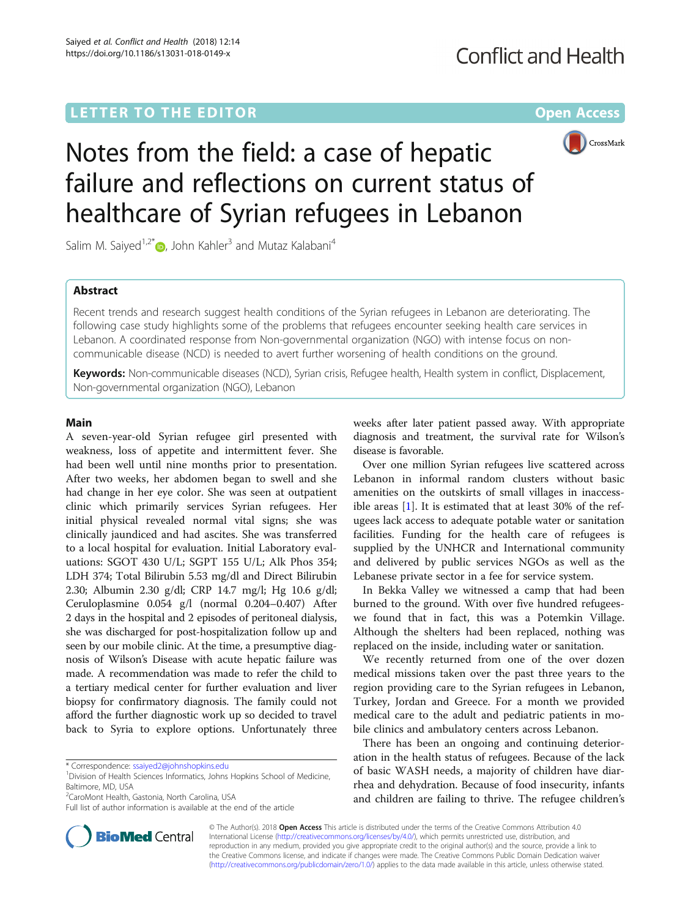LETTER TO THE EDITOR

Open Access

# Notes from the field: a case of hepatic failure and reflections on current status of healthcare of Syrian refugees in Lebanon

Salim M. Saiyed[1,2*], John Kahler[3] and Mutaz Kalabani[4]

## Abstract

Recent trends and research suggest health conditions of the Syrian refugees in Lebanon are deteriorating. The following case study highlights some of the problems that refugees encounter seeking health care services in Lebanon. A coordinated response from Non-governmental organization (NGO) with intense focus on non-communicable disease (NCD) is needed to avert further worsening of health conditions on the ground.

**Keywords:** Non-communicable diseases (NCD), Syrian crisis, Refugee health, Health system in conflict, Displacement, Non-governmental organization (NGO), Lebanon

## Main

A seven-year-old Syrian refugee girl presented with weakness, loss of appetite and intermittent fever. She had been well until nine months prior to presentation. After two weeks, her abdomen began to swell and she had change in her eye color. She was seen at outpatient clinic which primarily services Syrian refugees. Her initial physical revealed normal vital signs; she was clinically jaundiced and had ascites. She was transferred to a local hospital for evaluation. Initial Laboratory evaluations: SGOT 430 U/L; SGPT 155 U/L; Alk Phos 354; LDH 374; Total Bilirubin 5.53 mg/dl and Direct Bilirubin 2.30; Albumin 2.30 g/dl; CRP 14.7 mg/l; Hg 10.6 g/dl; Ceruloplasmine 0.054 g/l (normal 0.204–0.407) After 2 days in the hospital and 2 episodes of peritoneal dialysis, she was discharged for post-hospitalization follow up and seen by our mobile clinic. At the time, a presumptive diagnosis of Wilson's Disease with acute hepatic failure was made. A recommendation was made to refer the child to a tertiary medical center for further evaluation and liver biopsy for confirmatory diagnosis. The family could not afford the further diagnostic work up so decided to travel back to Syria to explore options. Unfortunately three weeks after later patient passed away. With appropriate diagnosis and treatment, the survival rate for Wilson's disease is favorable.

Over one million Syrian refugees live scattered across Lebanon in informal random clusters without basic amenities on the outskirts of small villages in inaccessible areas [1]. It is estimated that at least 30% of the refugees lack access to adequate potable water or sanitation facilities. Funding for the health care of refugees is supplied by the UNHCR and International community and delivered by public services NGOs as well as the Lebanese private sector in a fee for service system.

In Bekka Valley we witnessed a camp that had been burned to the ground. With over five hundred refugees- we found that in fact, this was a Potemkin Village. Although the shelters had been replaced, nothing was replaced on the inside, including water or sanitation.

We recently returned from one of the over dozen medical missions taken over the past three years to the region providing care to the Syrian refugees in Lebanon, Turkey, Jordan and Greece. For a month we provided medical care to the adult and pediatric patients in mobile clinics and ambulatory centers across Lebanon.

There has been an ongoing and continuing deterioration in the health status of refugees. Because of the lack of basic WASH needs, a majority of children have diarrhea and dehydration. Because of food insecurity, infants and children are failing to thrive. The refugee children's

\* Correspondence: ssaiyed2@johnshopkins.edu
[1]Division of Health Sciences Informatics, Johns Hopkins School of Medicine, Baltimore, MD, USA
[2]CaroMont Health, Gastonia, North Carolina, USA
Full list of author information is available at the end of the article

© The Author(s). 2018 **Open Access** This article is distributed under the terms of the Creative Commons Attribution 4.0 International License (http://creativecommons.org/licenses/by/4.0/), which permits unrestricted use, distribution, and reproduction in any medium, provided you give appropriate credit to the original author(s) and the source, provide a link to the Creative Commons license, and indicate if changes were made. The Creative Commons Public Domain Dedication waiver (http://creativecommons.org/publicdomain/zero/1.0/) applies to the data made available in this article, unless otherwise stated.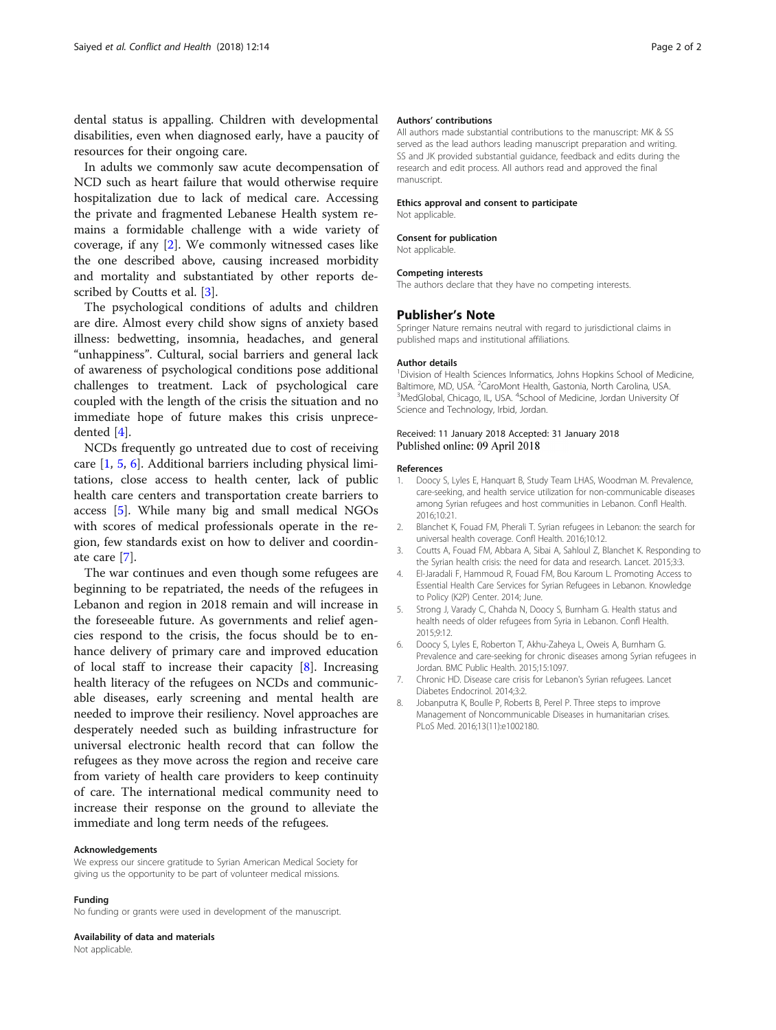dental status is appalling. Children with developmental disabilities, even when diagnosed early, have a paucity of resources for their ongoing care.

In adults we commonly saw acute decompensation of NCD such as heart failure that would otherwise require hospitalization due to lack of medical care. Accessing the private and fragmented Lebanese Health system remains a formidable challenge with a wide variety of coverage, if any [2]. We commonly witnessed cases like the one described above, causing increased morbidity and mortality and substantiated by other reports described by Coutts et al. [3].

The psychological conditions of adults and children are dire. Almost every child show signs of anxiety based illness: bedwetting, insomnia, headaches, and general "unhappiness". Cultural, social barriers and general lack of awareness of psychological conditions pose additional challenges to treatment. Lack of psychological care coupled with the length of the crisis the situation and no immediate hope of future makes this crisis unprecedented [4].

NCDs frequently go untreated due to cost of receiving care [1, 5, 6]. Additional barriers including physical limitations, close access to health center, lack of public health care centers and transportation create barriers to access [5]. While many big and small medical NGOs with scores of medical professionals operate in the region, few standards exist on how to deliver and coordinate care [7].

The war continues and even though some refugees are beginning to be repatriated, the needs of the refugees in Lebanon and region in 2018 remain and will increase in the foreseeable future. As governments and relief agencies respond to the crisis, the focus should be to enhance delivery of primary care and improved education of local staff to increase their capacity [8]. Increasing health literacy of the refugees on NCDs and communicable diseases, early screening and mental health are needed to improve their resiliency. Novel approaches are desperately needed such as building infrastructure for universal electronic health record that can follow the refugees as they move across the region and receive care from variety of health care providers to keep continuity of care. The international medical community need to increase their response on the ground to alleviate the immediate and long term needs of the refugees.

#### Acknowledgements
We express our sincere gratitude to Syrian American Medical Society for giving us the opportunity to be part of volunteer medical missions.

#### Funding
No funding or grants were used in development of the manuscript.

#### Availability of data and materials
Not applicable.

#### Authors' contributions
All authors made substantial contributions to the manuscript: MK & SS served as the lead authors leading manuscript preparation and writing. SS and JK provided substantial guidance, feedback and edits during the research and edit process. All authors read and approved the final manuscript.

#### Ethics approval and consent to participate
Not applicable.

#### Consent for publication
Not applicable.

#### Competing interests
The authors declare that they have no competing interests.

### Publisher's Note
Springer Nature remains neutral with regard to jurisdictional claims in published maps and institutional affiliations.

#### Author details
[1]Division of Health Sciences Informatics, Johns Hopkins School of Medicine, Baltimore, MD, USA. [2]CaroMont Health, Gastonia, North Carolina, USA. [3]MedGlobal, Chicago, IL, USA. [4]School of Medicine, Jordan University Of Science and Technology, Irbid, Jordan.

Received: 11 January 2018 Accepted: 31 January 2018
Published online: 09 April 2018

#### References
1. Doocy S, Lyles E, Hanquart B, Study Team LHAS, Woodman M. Prevalence, care-seeking, and health service utilization for non-communicable diseases among Syrian refugees and host communities in Lebanon. Confl Health. 2016;10:21.
2. Blanchet K, Fouad FM, Pherali T. Syrian refugees in Lebanon: the search for universal health coverage. Confl Health. 2016;10:12.
3. Coutts A, Fouad FM, Abbara A, Sibai A, Sahloul Z, Blanchet K. Responding to the Syrian health crisis: the need for data and research. Lancet. 2015;3:3.
4. El-Jaradali F, Hammoud R, Fouad FM, Bou Karoum L. Promoting Access to Essential Health Care Services for Syrian Refugees in Lebanon. Knowledge to Policy (K2P) Center. 2014; June.
5. Strong J, Varady C, Chahda N, Doocy S, Burnham G. Health status and health needs of older refugees from Syria in Lebanon. Confl Health. 2015;9:12.
6. Doocy S, Lyles E, Roberton T, Akhu-Zaheya L, Oweis A, Burnham G. Prevalence and care-seeking for chronic diseases among Syrian refugees in Jordan. BMC Public Health. 2015;15:1097.
7. Chronic HD. Disease care crisis for Lebanon's Syrian refugees. Lancet Diabetes Endocrinol. 2014;3:2.
8. Jobanputra K, Boulle P, Roberts B, Perel P. Three steps to improve Management of Noncommunicable Diseases in humanitarian crises. PLoS Med. 2016;13(11):e1002180.